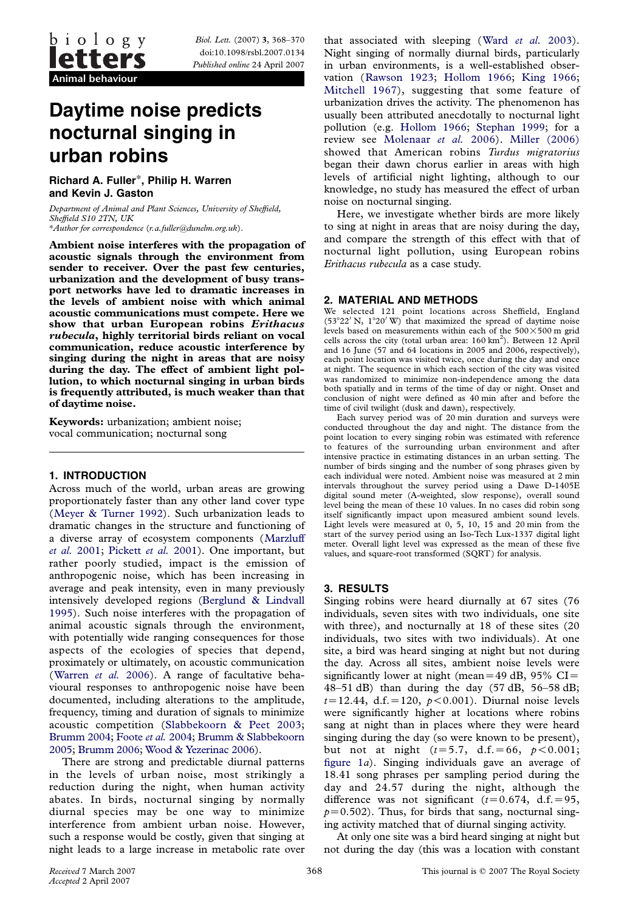biology letters

Animal behaviour

# Daytime noise predicts nocturnal singing in urban robins

**Richard A. Fuller*, Philip H. Warren and Kevin J. Gaston**

*Department of Animal and Plant Sciences, University of Sheffield, Sheffield S10 2TN, UK*

**Author for correspondence (r.a.fuller@dunelm.org.uk).*

**Ambient noise interferes with the propagation of acoustic signals through the environment from sender to receiver. Over the past few centuries, urbanization and the development of busy transport networks have led to dramatic increases in the levels of ambient noise with which animal acoustic communications must compete. Here we show that urban European robins *Erithacus rubecula*, highly territorial birds reliant on vocal communication, reduce acoustic interference by singing during the night in areas that are noisy during the day. The effect of ambient light pollution, to which nocturnal singing in urban birds is frequently attributed, is much weaker than that of daytime noise.**

**Keywords:** urbanization; ambient noise; vocal communication; nocturnal song

## 1. INTRODUCTION

Across much of the world, urban areas are growing proportionately faster than any other land cover type (Meyer & Turner 1992). Such urbanization leads to dramatic changes in the structure and functioning of a diverse array of ecosystem components (Marzluff *et al.* 2001; Pickett *et al.* 2001). One important, but rather poorly studied, impact is the emission of anthropogenic noise, which has been increasing in average and peak intensity, even in many previously intensively developed regions (Berglund & Lindvall 1995). Such noise interferes with the propagation of animal acoustic signals through the environment, with potentially wide ranging consequences for those aspects of the ecologies of species that depend, proximately or ultimately, on acoustic communication (Warren *et al.* 2006). A range of facultative behavioural responses to anthropogenic noise have been documented, including alterations to the amplitude, frequency, timing and duration of signals to minimize acoustic competition (Slabbekoorn & Peet 2003; Brumm 2004; Foote *et al.* 2004; Brumm & Slabbekoorn 2005; Brumm 2006; Wood & Yezerinac 2006).

There are strong and predictable diurnal patterns in the levels of urban noise, most strikingly a reduction during the night, when human activity abates. In birds, nocturnal singing by normally diurnal species may be one way to minimize interference from ambient urban noise. However, such a response would be costly, given that singing at night leads to a large increase in metabolic rate over that associated with sleeping (Ward *et al.* 2003). Night singing of normally diurnal birds, particularly in urban environments, is a well-established observation (Rawson 1923; Hollom 1966; King 1966; Mitchell 1967), suggesting that some feature of urbanization drives the activity. The phenomenon has usually been attributed anecdotally to nocturnal light pollution (e.g. Hollom 1966; Stephan 1999; for a review see Molenaar *et al.* 2006). Miller (2006) showed that American robins *Turdus migratorius* began their dawn chorus earlier in areas with high levels of artificial night lighting, although to our knowledge, no study has measured the effect of urban noise on nocturnal singing.

Here, we investigate whether birds are more likely to sing at night in areas that are noisy during the day, and compare the strength of this effect with that of nocturnal light pollution, using European robins *Erithacus rubecula* as a case study.

## 2. MATERIAL AND METHODS

We selected 121 point locations across Sheffield, England (53°22′ N, 1°20′ W) that maximized the spread of daytime noise levels based on measurements within each of the 500×500 m grid cells across the city (total urban area: 160 km$^2$). Between 12 April and 16 June (57 and 64 locations in 2005 and 2006, respectively), each point location was visited twice, once during the day and once at night. The sequence in which each section of the city was visited was randomized to minimize non-independence among the data both spatially and in terms of the time of day or night. Onset and conclusion of night were defined as 40 min after and before the time of civil twilight (dusk and dawn), respectively.

Each survey period was of 20 min duration and surveys were conducted throughout the day and night. The distance from the point location to every singing robin was estimated with reference to features of the surrounding urban environment and after intensive practice in estimating distances in an urban setting. The number of birds singing and the number of song phrases given by each individual were noted. Ambient noise was measured at 2 min intervals throughout the survey period using a Dawe D-1405E digital sound meter (A-weighted, slow response), overall sound level being the mean of these 10 values. In no cases did robin song itself significantly impact upon measured ambient sound levels. Light levels were measured at 0, 5, 10, 15 and 20 min from the start of the survey period using an Iso-Tech Lux-1337 digital light meter. Overall light level was expressed as the mean of these five values, and square-root transformed (SQRT) for analysis.

## 3. RESULTS

Singing robins were heard diurnally at 67 sites (76 individuals, seven sites with two individuals, one site with three), and nocturnally at 18 of these sites (20 individuals, two sites with two individuals). At one site, a bird was heard singing at night but not during the day. Across all sites, ambient noise levels were significantly lower at night (mean = 49 dB, 95% CI = 48–51 dB) than during the day (57 dB, 56–58 dB; $t = 12.44$, d.f. = 120, $p < 0.001$). Diurnal noise levels were significantly higher at locations where robins sang at night than in places where they were heard singing during the day (so were known to be present), but not at night ($t = 5.7$, d.f. = 66, $p < 0.001$; figure 1*a*). Singing individuals gave an average of 18.41 song phrases per sampling period during the day and 24.57 during the night, although the difference was not significant ($t = 0.674$, d.f. = 95, $p = 0.502$). Thus, for birds that sang, nocturnal singing activity matched that of diurnal singing activity.

At only one site was a bird heard singing at night but not during the day (this was a location with constant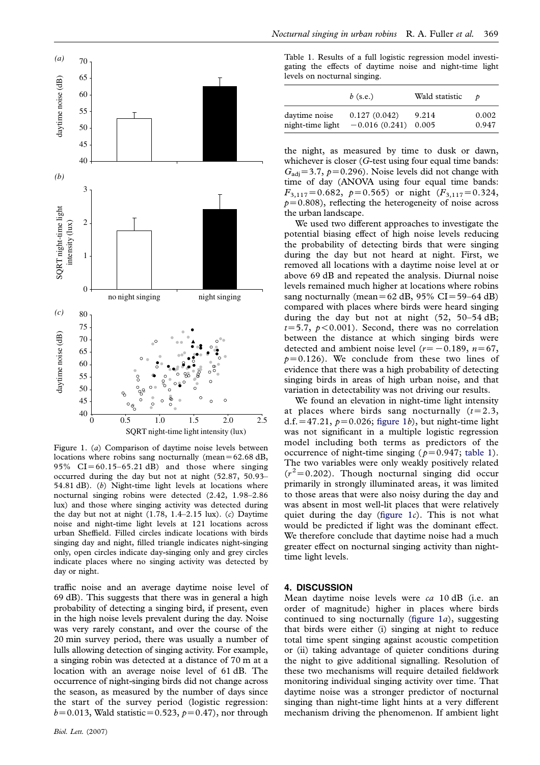Figure 1. (*a*) Comparison of daytime noise levels between locations where robins sang nocturnally (mean = 62.68 dB, 95% CI = 60.15–65.21 dB) and those where singing occurred during the day but not at night (52.87, 50.93–54.81 dB). (*b*) Night-time light levels at locations where nocturnal singing robins were detected (2.42, 1.98–2.86 lux) and those where singing activity was detected during the day but not at night (1.78, 1.4–2.15 lux). (*c*) Daytime noise and night-time light levels at 121 locations across urban Sheffield. Filled circles indicate locations with birds singing day and night, filled triangle indicates night-singing only, open circles indicate day-singing only and grey circles indicate places where no singing activity was detected by day or night.

traffic noise and an average daytime noise level of 69 dB). This suggests that there was in general a high probability of detecting a singing bird, if present, even in the high noise levels prevalent during the day. Noise was very rarely constant, and over the course of the 20 min survey period, there was usually a number of lulls allowing detection of singing activity. For example, a singing robin was detected at a distance of 70 m at a location with an average noise level of 61 dB. The occurrence of night-singing birds did not change across the season, as measured by the number of days since the start of the survey period (logistic regression: $b = 0.013$, Wald statistic $= 0.523$, $p = 0.47$), nor through the night, as measured by time to dusk or dawn, whichever is closer (*G*-test using four equal time bands: $G_{adj} = 3.7$, $p = 0.296$). Noise levels did not change with time of day (ANOVA using four equal time bands: $F_{3,117} = 0.682$, $p = 0.565$) or night ($F_{3,117} = 0.324$, $p = 0.808$), reflecting the heterogeneity of noise across the urban landscape.

We used two different approaches to investigate the potential biasing effect of high noise levels reducing the probability of detecting birds that were singing during the day but not heard at night. First, we removed all locations with a daytime noise level at or above 69 dB and repeated the analysis. Diurnal noise levels remained much higher at locations where robins sang nocturnally (mean = 62 dB, 95% CI = 59–64 dB) compared with places where birds were heard singing during the day but not at night (52, 50–54 dB; $t = 5.7$, $p < 0.001$). Second, there was no correlation between the distance at which singing birds were detected and ambient noise level ($r = -0.189$, $n = 67$, $p = 0.126$). We conclude from these two lines of evidence that there was a high probability of detecting singing birds in areas of high urban noise, and that variation in detectability was not driving our results.

We found an elevation in night-time light intensity at places where birds sang nocturnally ($t = 2.3$, d.f. $= 47.21$, $p = 0.026$; figure 1*b*), but night-time light was not significant in a multiple logistic regression model including both terms as predictors of the occurrence of night-time singing ($p = 0.947$; table 1). The two variables were only weakly positively related ($r^2 = 0.202$). Though nocturnal singing did occur primarily in strongly illuminated areas, it was limited to those areas that were also noisy during the day and was absent in most well-lit places that were relatively quiet during the day (figure 1*c*). This is not what would be predicted if light was the dominant effect. We therefore conclude that daytime noise had a much greater effect on nocturnal singing activity than night-time light levels.

Table 1. Results of a full logistic regression model investigating the effects of daytime noise and night-time light levels on nocturnal singing.

| | $b$ (s.e.) | Wald statistic | $p$ |
|---|---|---|---|
| daytime noise | 0.127 (0.042) | 9.214 | 0.002 |
| night-time light | −0.016 (0.241) | 0.005 | 0.947 |

## 4. DISCUSSION

Mean daytime noise levels were *ca* 10 dB (i.e. an order of magnitude) higher in places where birds continued to sing nocturnally (figure 1*a*), suggesting that birds were either (i) singing at night to reduce total time spent singing against acoustic competition or (ii) taking advantage of quieter conditions during the night to give additional signalling. Resolution of these two mechanisms will require detailed fieldwork monitoring individual singing activity over time. That daytime noise was a stronger predictor of nocturnal singing than night-time light hints at a very different mechanism driving the phenomenon. If ambient light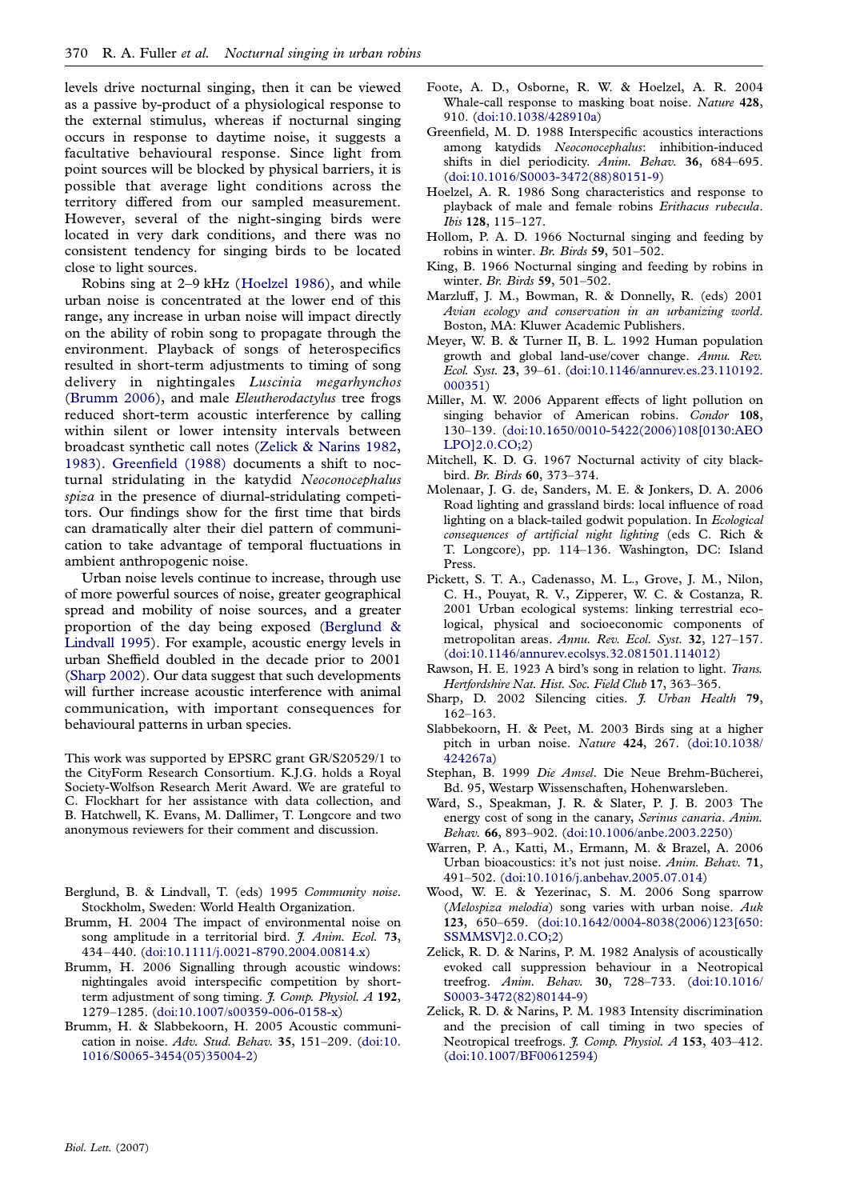levels drive nocturnal singing, then it can be viewed as a passive by-product of a physiological response to the external stimulus, whereas if nocturnal singing occurs in response to daytime noise, it suggests a facultative behavioural response. Since light from point sources will be blocked by physical barriers, it is possible that average light conditions across the territory differed from our sampled measurement. However, several of the night-singing birds were located in very dark conditions, and there was no consistent tendency for singing birds to be located close to light sources.

Robins sing at 2–9 kHz (Hoelzel 1986), and while urban noise is concentrated at the lower end of this range, any increase in urban noise will impact directly on the ability of robin song to propagate through the environment. Playback of songs of heterospecifics resulted in short-term adjustments to timing of song delivery in nightingales *Luscinia megarhynchos* (Brumm 2006), and male *Eleutherodactylus* tree frogs reduced short-term acoustic interference by calling within silent or lower intensity intervals between broadcast synthetic call notes (Zelick & Narins 1982, 1983). Greenfield (1988) documents a shift to nocturnal stridulating in the katydid *Neoconocephalus spiza* in the presence of diurnal-stridulating competitors. Our findings show for the first time that birds can dramatically alter their diel pattern of communication to take advantage of temporal fluctuations in ambient anthropogenic noise.

Urban noise levels continue to increase, through use of more powerful sources of noise, greater geographical spread and mobility of noise sources, and a greater proportion of the day being exposed (Berglund & Lindvall 1995). For example, acoustic energy levels in urban Sheffield doubled in the decade prior to 2001 (Sharp 2002). Our data suggest that such developments will further increase acoustic interference with animal communication, with important consequences for behavioural patterns in urban species.

This work was supported by EPSRC grant GR/S20529/1 to the CityForm Research Consortium. K.J.G. holds a Royal Society-Wolfson Research Merit Award. We are grateful to C. Flockhart for her assistance with data collection, and B. Hatchwell, K. Evans, M. Dallimer, T. Longcore and two anonymous reviewers for their comment and discussion.

Berglund, B. & Lindvall, T. (eds) 1995 *Community noise*. Stockholm, Sweden: World Health Organization.

Brumm, H. 2004 The impact of environmental noise on song amplitude in a territorial bird. *J. Anim. Ecol.* **73**, 434–440. (doi:10.1111/j.0021-8790.2004.00814.x)

Brumm, H. 2006 Signalling through acoustic windows: nightingales avoid interspecific competition by short-term adjustment of song timing. *J. Comp. Physiol. A* **192**, 1279–1285. (doi:10.1007/s00359-006-0158-x)

Brumm, H. & Slabbekoorn, H. 2005 Acoustic communication in noise. *Adv. Stud. Behav.* **35**, 151–209. (doi:10.1016/S0065-3454(05)35004-2)

Foote, A. D., Osborne, R. W. & Hoelzel, A. R. 2004 Whale-call response to masking boat noise. *Nature* **428**, 910. (doi:10.1038/428910a)

Greenfield, M. D. 1988 Interspecific acoustics interactions among katydids *Neoconocephalus*: inhibition-induced shifts in diel periodicity. *Anim. Behav.* **36**, 684–695. (doi:10.1016/S0003-3472(88)80151-9)

Hoelzel, A. R. 1986 Song characteristics and response to playback of male and female robins *Erithacus rubecula*. *Ibis* **128**, 115–127.

Hollom, P. A. D. 1966 Nocturnal singing and feeding by robins in winter. *Br. Birds* **59**, 501–502.

King, B. 1966 Nocturnal singing and feeding by robins in winter. *Br. Birds* **59**, 501–502.

Marzluff, J. M., Bowman, R. & Donnelly, R. (eds) 2001 *Avian ecology and conservation in an urbanizing world*. Boston, MA: Kluwer Academic Publishers.

Meyer, W. B. & Turner II, B. L. 1992 Human population growth and global land-use/cover change. *Annu. Rev. Ecol. Syst.* **23**, 39–61. (doi:10.1146/annurev.es.23.110192.000351)

Miller, M. W. 2006 Apparent effects of light pollution on singing behavior of American robins. *Condor* **108**, 130–139. (doi:10.1650/0010-5422(2006)108[0130:AEOLPO]2.0.CO;2)

Mitchell, K. D. G. 1967 Nocturnal activity of city blackbird. *Br. Birds* **60**, 373–374.

Molenaar, J. G. de, Sanders, M. E. & Jonkers, D. A. 2006 Road lighting and grassland birds: local influence of road lighting on a black-tailed godwit population. In *Ecological consequences of artificial night lighting* (eds C. Rich & T. Longcore), pp. 114–136. Washington, DC: Island Press.

Pickett, S. T. A., Cadenasso, M. L., Grove, J. M., Nilon, C. H., Pouyat, R. V., Zipperer, W. C. & Costanza, R. 2001 Urban ecological systems: linking terrestrial ecological, physical and socioeconomic components of metropolitan areas. *Annu. Rev. Ecol. Syst.* **32**, 127–157. (doi:10.1146/annurev.ecolsys.32.081501.114012)

Rawson, H. E. 1923 A bird's song in relation to light. *Trans. Hertfordshire Nat. Hist. Soc. Field Club* **17**, 363–365.

Sharp, D. 2002 Silencing cities. *J. Urban Health* **79**, 162–163.

Slabbekoorn, H. & Peet, M. 2003 Birds sing at a higher pitch in urban noise. *Nature* **424**, 267. (doi:10.1038/424267a)

Stephan, B. 1999 *Die Amsel*. Die Neue Brehm-Bücherei, Bd. 95, Westarp Wissenschaften, Hohenwarsleben.

Ward, S., Speakman, J. R. & Slater, P. J. B. 2003 The energy cost of song in the canary, *Serinus canaria*. *Anim. Behav.* **66**, 893–902. (doi:10.1006/anbe.2003.2250)

Warren, P. A., Katti, M., Ermann, M. & Brazel, A. 2006 Urban bioacoustics: it's not just noise. *Anim. Behav.* **71**, 491–502. (doi:10.1016/j.anbehav.2005.07.014)

Wood, W. E. & Yezerinac, S. M. 2006 Song sparrow (*Melospiza melodia*) song varies with urban noise. *Auk* **123**, 650–659. (doi:10.1642/0004-8038(2006)123[650:SSMMSV]2.0.CO;2)

Zelick, R. D. & Narins, P. M. 1982 Analysis of acoustically evoked call suppression behaviour in a Neotropical treefrog. *Anim. Behav.* **30**, 728–733. (doi:10.1016/S0003-3472(82)80144-9)

Zelick, R. D. & Narins, P. M. 1983 Intensity discrimination and the precision of call timing in two species of Neotropical treefrogs. *J. Comp. Physiol. A* **153**, 403–412. (doi:10.1007/BF00612594)